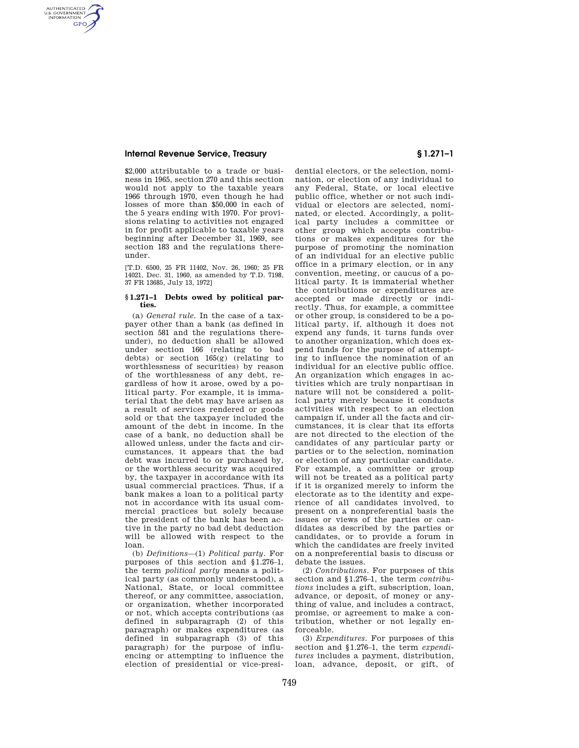$2,000 attributable to a trade or business in 1965, section 270 and this section would not apply to the taxable years 1966 through 1970, even though he had losses of more than $50,000 in each of the 5 years ending with 1970. For provisions relating to activities not engaged in for profit applicable to taxable years beginning after December 31, 1969, see section 183 and the regulations thereunder.

[T.D. 6500, 25 FR 11402, Nov. 26, 1960; 25 FR 14021, Dec. 31, 1960, as amended by T.D. 7198, 37 FR 13685, July 13, 1972]

### § 1.271–1 Debts owed by political parties.

(a) *General rule.* In the case of a taxpayer other than a bank (as defined in section 581 and the regulations thereunder), no deduction shall be allowed under section 166 (relating to bad debts) or section 165(g) (relating to worthlessness of securities) by reason of the worthlessness of any debt, regardless of how it arose, owed by a political party. For example, it is immaterial that the debt may have arisen as a result of services rendered or goods sold or that the taxpayer included the amount of the debt in income. In the case of a bank, no deduction shall be allowed unless, under the facts and circumstances, it appears that the bad debt was incurred to or purchased by, or the worthless security was acquired by, the taxpayer in accordance with its usual commercial practices. Thus, if a bank makes a loan to a political party not in accordance with its usual commercial practices but solely because the president of the bank has been active in the party no bad debt deduction will be allowed with respect to the loan.

(b) *Definitions*—(1) *Political party.* For purposes of this section and §1.276–1, the term *political party* means a political party (as commonly understood), a National, State, or local committee thereof, or any committee, association, or organization, whether incorporated or not, which accepts contributions (as defined in subparagraph (2) of this paragraph) or makes expenditures (as defined in subparagraph (3) of this paragraph) for the purpose of influencing or attempting to influence the election of presidential or vice-presidential electors, or the selection, nomination, or election of any individual to any Federal, State, or local elective public office, whether or not such individual or electors are selected, nominated, or elected. Accordingly, a political party includes a committee or other group which accepts contributions or makes expenditures for the purpose of promoting the nomination of an individual for an elective public office in a primary election, or in any convention, meeting, or caucus of a political party. It is immaterial whether the contributions or expenditures are accepted or made directly or indirectly. Thus, for example, a committee or other group, is considered to be a political party, if, although it does not expend any funds, it turns funds over to another organization, which does expend funds for the purpose of attempting to influence the nomination of an individual for an elective public office. An organization which engages in activities which are truly nonpartisan in nature will not be considered a political party merely because it conducts activities with respect to an election campaign if, under all the facts and circumstances, it is clear that its efforts are not directed to the election of the candidates of any particular party or parties or to the selection, nomination or election of any particular candidate. For example, a committee or group will not be treated as a political party if it is organized merely to inform the electorate as to the identity and experience of all candidates involved, to present on a nonpreferential basis the issues or views of the parties or candidates as described by the parties or candidates, or to provide a forum in which the candidates are freely invited on a nonpreferential basis to discuss or debate the issues.

(2) *Contributions.* For purposes of this section and §1.276–1, the term *contributions* includes a gift, subscription, loan, advance, or deposit, of money or anything of value, and includes a contract, promise, or agreement to make a contribution, whether or not legally enforceable.

(3) *Expenditures.* For purposes of this section and §1.276–1, the term *expenditures* includes a payment, distribution, loan, advance, deposit, or gift, of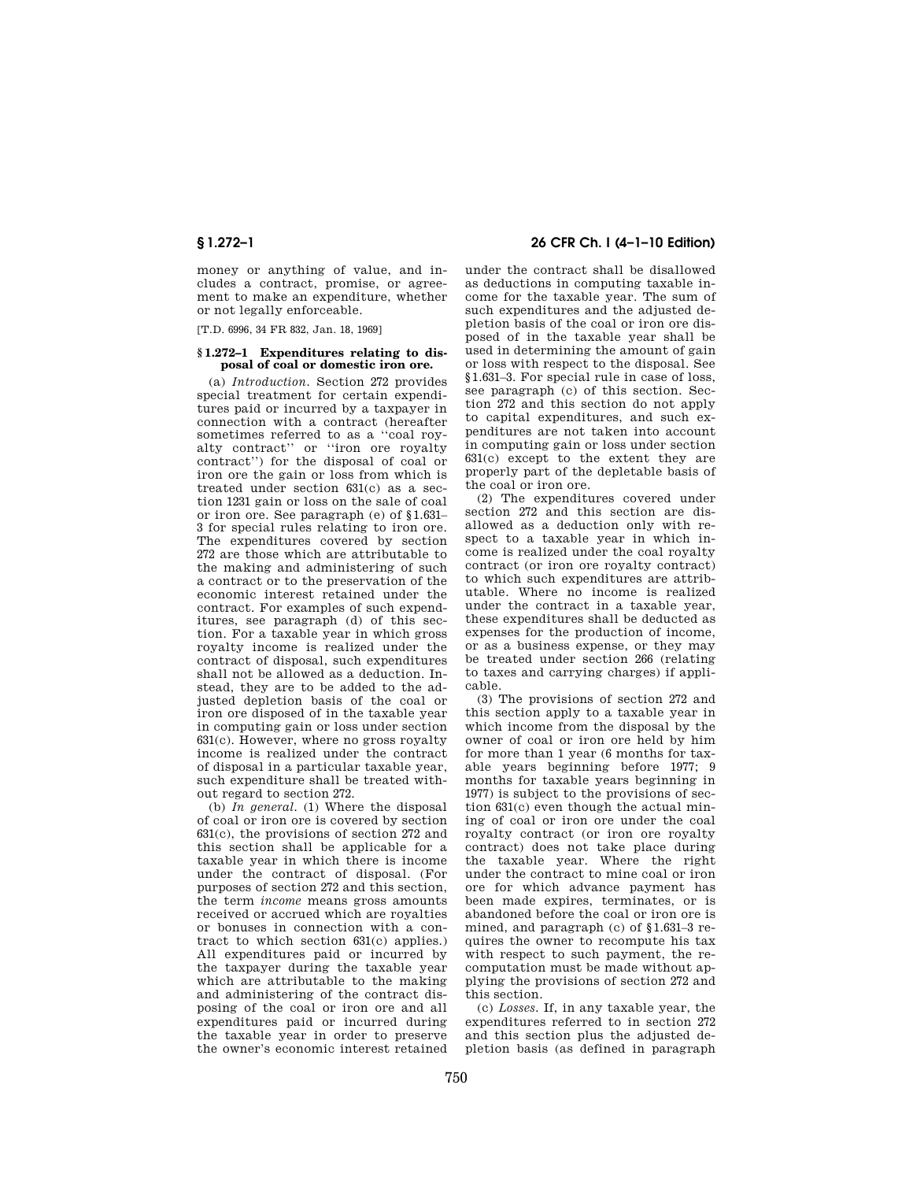money or anything of value, and includes a contract, promise, or agreement to make an expenditure, whether or not legally enforceable.

[T.D. 6996, 34 FR 832, Jan. 18, 1969]

### § 1.272–1 Expenditures relating to disposal of coal or domestic iron ore.

(a) *Introduction.* Section 272 provides special treatment for certain expenditures paid or incurred by a taxpayer in connection with a contract (hereafter sometimes referred to as a "coal royalty contract" or "iron ore royalty contract") for the disposal of coal or iron ore the gain or loss from which is treated under section 631(c) as a section 1231 gain or loss on the sale of coal or iron ore. See paragraph (e) of §1.631–3 for special rules relating to iron ore. The expenditures covered by section 272 are those which are attributable to the making and administering of such a contract or to the preservation of the economic interest retained under the contract. For examples of such expenditures, see paragraph (d) of this section. For a taxable year in which gross royalty income is realized under the contract of disposal, such expenditures shall not be allowed as a deduction. Instead, they are to be added to the adjusted depletion basis of the coal or iron ore disposed of in the taxable year in computing gain or loss under section 631(c). However, where no gross royalty income is realized under the contract of disposal in a particular taxable year, such expenditure shall be treated without regard to section 272.

(b) *In general.* (1) Where the disposal of coal or iron ore is covered by section 631(c), the provisions of section 272 and this section shall be applicable for a taxable year in which there is income under the contract of disposal. (For purposes of section 272 and this section, the term *income* means gross amounts received or accrued which are royalties or bonuses in connection with a contract to which section 631(c) applies.) All expenditures paid or incurred by the taxpayer during the taxable year which are attributable to the making and administering of the contract disposing of the coal or iron ore and all expenditures paid or incurred during the taxable year in order to preserve the owner's economic interest retained under the contract shall be disallowed as deductions in computing taxable income for the taxable year. The sum of such expenditures and the adjusted depletion basis of the coal or iron ore disposed of in the taxable year shall be used in determining the amount of gain or loss with respect to the disposal. See §1.631–3. For special rule in case of loss, see paragraph (c) of this section. Section 272 and this section do not apply to capital expenditures, and such expenditures are not taken into account in computing gain or loss under section 631(c) except to the extent they are properly part of the depletable basis of the coal or iron ore.

(2) The expenditures covered under section 272 and this section are disallowed as a deduction only with respect to a taxable year in which income is realized under the coal royalty contract (or iron ore royalty contract) to which such expenditures are attributable. Where no income is realized under the contract in a taxable year, these expenditures shall be deducted as expenses for the production of income, or as a business expense, or they may be treated under section 266 (relating to taxes and carrying charges) if applicable.

(3) The provisions of section 272 and this section apply to a taxable year in which income from the disposal by the owner of coal or iron ore held by him for more than 1 year (6 months for taxable years beginning before 1977; 9 months for taxable years beginning in 1977) is subject to the provisions of section 631(c) even though the actual mining of coal or iron ore under the coal royalty contract (or iron ore royalty contract) does not take place during the taxable year. Where the right under the contract to mine coal or iron ore for which advance payment has been made expires, terminates, or is abandoned before the coal or iron ore is mined, and paragraph (c) of §1.631–3 requires the owner to recompute his tax with respect to such payment, the recomputation must be made without applying the provisions of section 272 and this section.

(c) *Losses.* If, in any taxable year, the expenditures referred to in section 272 and this section plus the adjusted depletion basis (as defined in paragraph